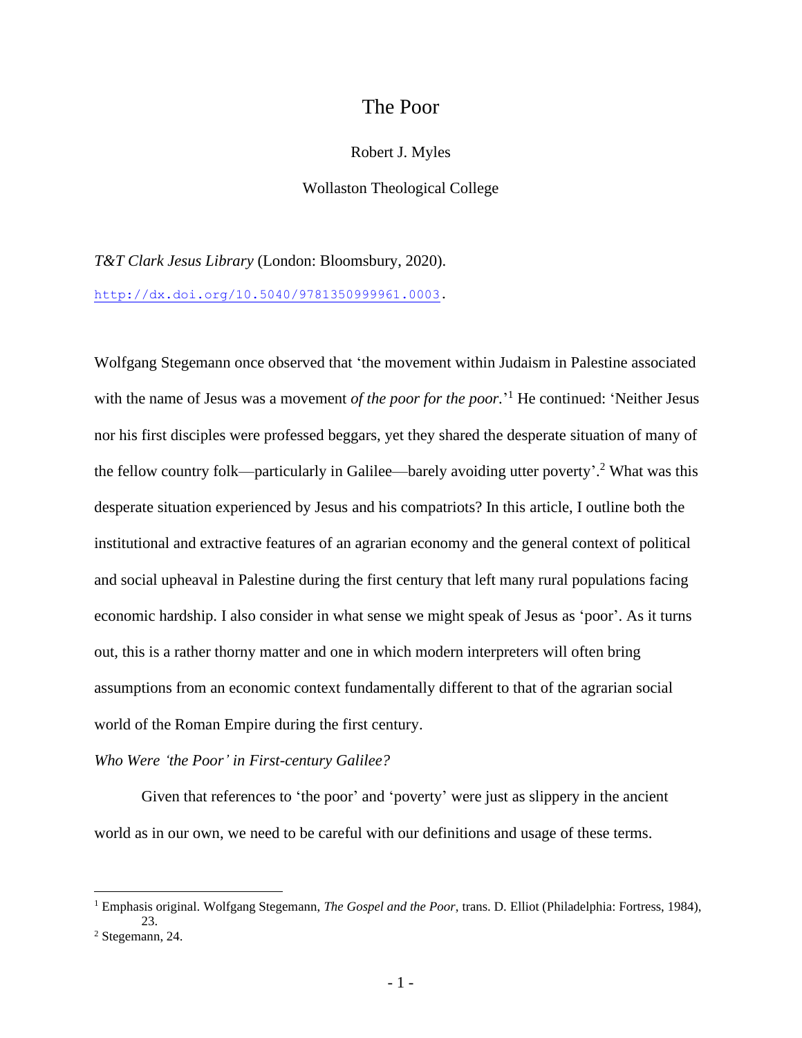# The Poor

Robert J. Myles

Wollaston Theological College

*T&T Clark Jesus Library* (London: Bloomsbury, 2020).

http://dx.doi.org/10.5040/9781350999961.0003.

Wolfgang Stegemann once observed that 'the movement within Judaism in Palestine associated with the name of Jesus was a movement *of the poor for the poor.*'[1] He continued: 'Neither Jesus nor his first disciples were professed beggars, yet they shared the desperate situation of many of the fellow country folk—particularly in Galilee—barely avoiding utter poverty'.[2] What was this desperate situation experienced by Jesus and his compatriots? In this article, I outline both the institutional and extractive features of an agrarian economy and the general context of political and social upheaval in Palestine during the first century that left many rural populations facing economic hardship. I also consider in what sense we might speak of Jesus as 'poor'. As it turns out, this is a rather thorny matter and one in which modern interpreters will often bring assumptions from an economic context fundamentally different to that of the agrarian social world of the Roman Empire during the first century.

*Who Were 'the Poor' in First-century Galilee?*

Given that references to 'the poor' and 'poverty' were just as slippery in the ancient world as in our own, we need to be careful with our definitions and usage of these terms.

---

[1] Emphasis original. Wolfgang Stegemann, *The Gospel and the Poor*, trans. D. Elliot (Philadelphia: Fortress, 1984), 23.

[2] Stegemann, 24.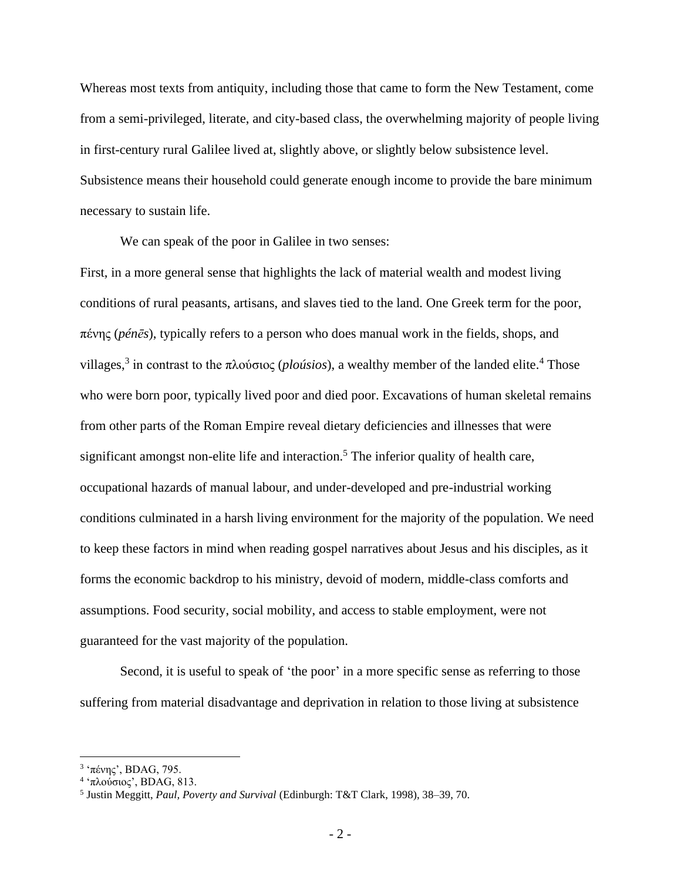Whereas most texts from antiquity, including those that came to form the New Testament, come from a semi-privileged, literate, and city-based class, the overwhelming majority of people living in first-century rural Galilee lived at, slightly above, or slightly below subsistence level. Subsistence means their household could generate enough income to provide the bare minimum necessary to sustain life.

We can speak of the poor in Galilee in two senses:

First, in a more general sense that highlights the lack of material wealth and modest living conditions of rural peasants, artisans, and slaves tied to the land. One Greek term for the poor, πένης (*pénēs*), typically refers to a person who does manual work in the fields, shops, and villages,[3] in contrast to the πλούσιος (*ploúsios*), a wealthy member of the landed elite.[4] Those who were born poor, typically lived poor and died poor. Excavations of human skeletal remains from other parts of the Roman Empire reveal dietary deficiencies and illnesses that were significant amongst non-elite life and interaction.[5] The inferior quality of health care, occupational hazards of manual labour, and under-developed and pre-industrial working conditions culminated in a harsh living environment for the majority of the population. We need to keep these factors in mind when reading gospel narratives about Jesus and his disciples, as it forms the economic backdrop to his ministry, devoid of modern, middle-class comforts and assumptions. Food security, social mobility, and access to stable employment, were not guaranteed for the vast majority of the population.

Second, it is useful to speak of 'the poor' in a more specific sense as referring to those suffering from material disadvantage and deprivation in relation to those living at subsistence

---

[3] 'πένης', BDAG, 795.

[4] 'πλούσιος', BDAG, 813.

[5] Justin Meggitt, *Paul, Poverty and Survival* (Edinburgh: T&T Clark, 1998), 38–39, 70.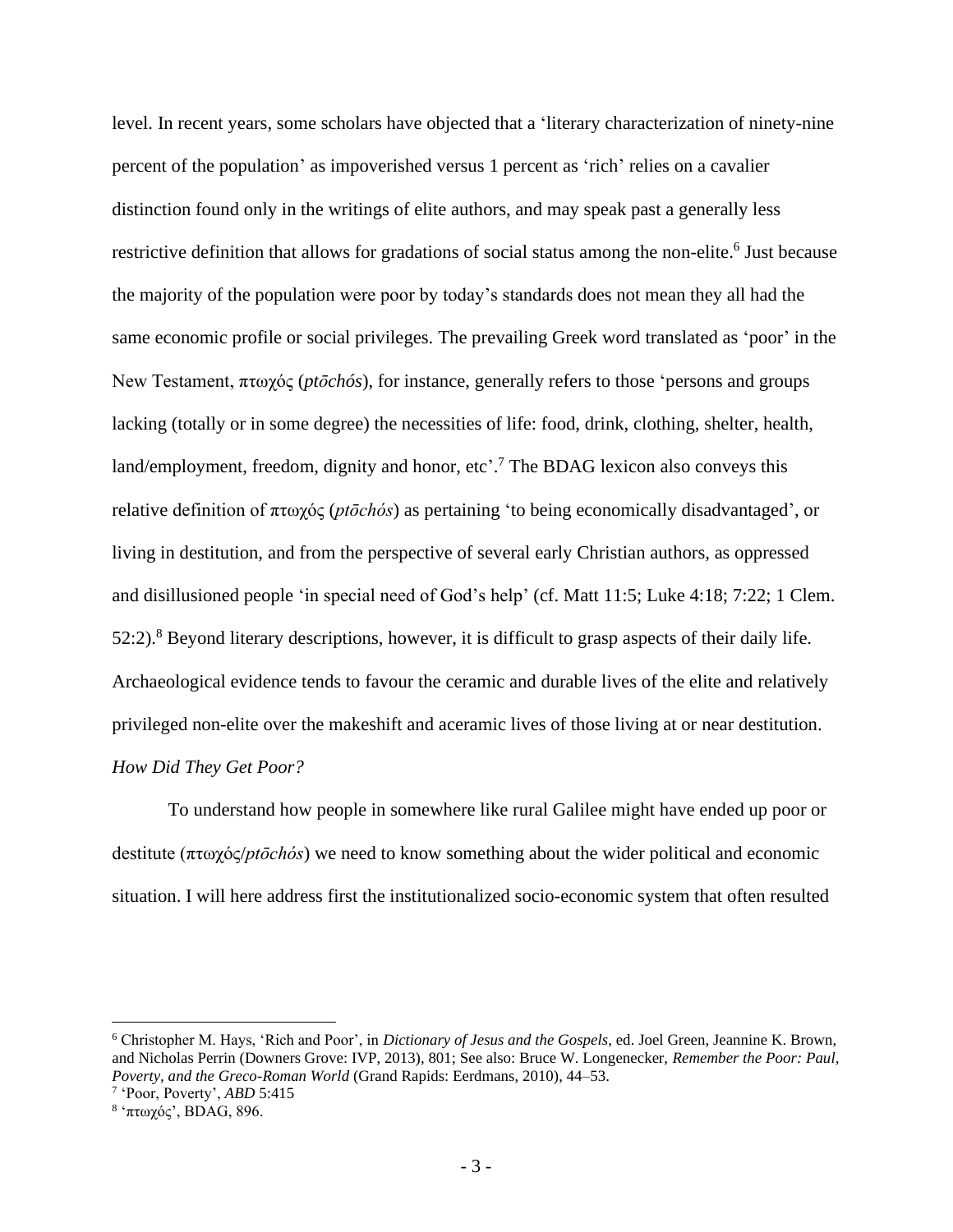level. In recent years, some scholars have objected that a 'literary characterization of ninety-nine percent of the population' as impoverished versus 1 percent as 'rich' relies on a cavalier distinction found only in the writings of elite authors, and may speak past a generally less restrictive definition that allows for gradations of social status among the non-elite.[6] Just because the majority of the population were poor by today's standards does not mean they all had the same economic profile or social privileges. The prevailing Greek word translated as 'poor' in the New Testament, πτωχός (*ptōchós*), for instance, generally refers to those 'persons and groups lacking (totally or in some degree) the necessities of life: food, drink, clothing, shelter, health, land/employment, freedom, dignity and honor, etc'.[7] The BDAG lexicon also conveys this relative definition of πτωχός (*ptōchós*) as pertaining 'to being economically disadvantaged', or living in destitution, and from the perspective of several early Christian authors, as oppressed and disillusioned people 'in special need of God's help' (cf. Matt 11:5; Luke 4:18; 7:22; 1 Clem. 52:2).[8] Beyond literary descriptions, however, it is difficult to grasp aspects of their daily life. Archaeological evidence tends to favour the ceramic and durable lives of the elite and relatively privileged non-elite over the makeshift and aceramic lives of those living at or near destitution.

*How Did They Get Poor?*

To understand how people in somewhere like rural Galilee might have ended up poor or destitute (πτωχός/*ptōchós*) we need to know something about the wider political and economic situation. I will here address first the institutionalized socio-economic system that often resulted

---

[6] Christopher M. Hays, 'Rich and Poor', in *Dictionary of Jesus and the Gospels*, ed. Joel Green, Jeannine K. Brown, and Nicholas Perrin (Downers Grove: IVP, 2013), 801; See also: Bruce W. Longenecker, *Remember the Poor: Paul, Poverty, and the Greco-Roman World* (Grand Rapids: Eerdmans, 2010), 44–53.

[7] 'Poor, Poverty', *ABD* 5:415

[8] 'πτωχός', BDAG, 896.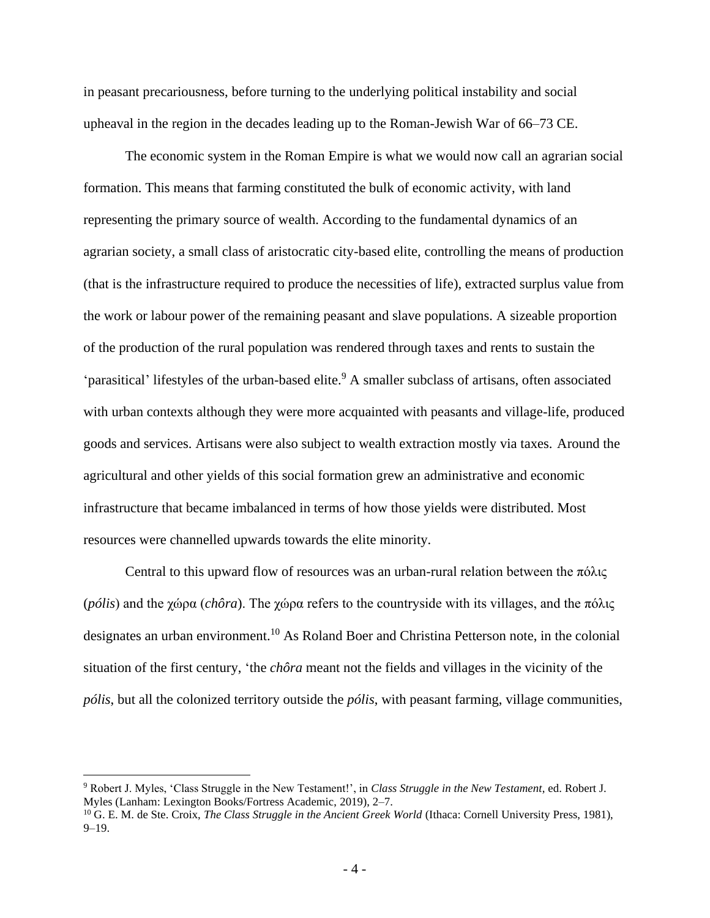in peasant precariousness, before turning to the underlying political instability and social upheaval in the region in the decades leading up to the Roman-Jewish War of 66–73 CE.

The economic system in the Roman Empire is what we would now call an agrarian social formation. This means that farming constituted the bulk of economic activity, with land representing the primary source of wealth. According to the fundamental dynamics of an agrarian society, a small class of aristocratic city-based elite, controlling the means of production (that is the infrastructure required to produce the necessities of life), extracted surplus value from the work or labour power of the remaining peasant and slave populations. A sizeable proportion of the production of the rural population was rendered through taxes and rents to sustain the 'parasitical' lifestyles of the urban-based elite.[9] A smaller subclass of artisans, often associated with urban contexts although they were more acquainted with peasants and village-life, produced goods and services. Artisans were also subject to wealth extraction mostly via taxes. Around the agricultural and other yields of this social formation grew an administrative and economic infrastructure that became imbalanced in terms of how those yields were distributed. Most resources were channelled upwards towards the elite minority.

Central to this upward flow of resources was an urban-rural relation between the πόλις (*pólis*) and the χώρα (*chôra*). The χώρα refers to the countryside with its villages, and the πόλις designates an urban environment.[10] As Roland Boer and Christina Petterson note, in the colonial situation of the first century, 'the *chôra* meant not the fields and villages in the vicinity of the *pólis*, but all the colonized territory outside the *pólis*, with peasant farming, village communities,

---

[9] Robert J. Myles, 'Class Struggle in the New Testament!', in *Class Struggle in the New Testament*, ed. Robert J. Myles (Lanham: Lexington Books/Fortress Academic, 2019), 2–7.

[10] G. E. M. de Ste. Croix, *The Class Struggle in the Ancient Greek World* (Ithaca: Cornell University Press, 1981), 9–19.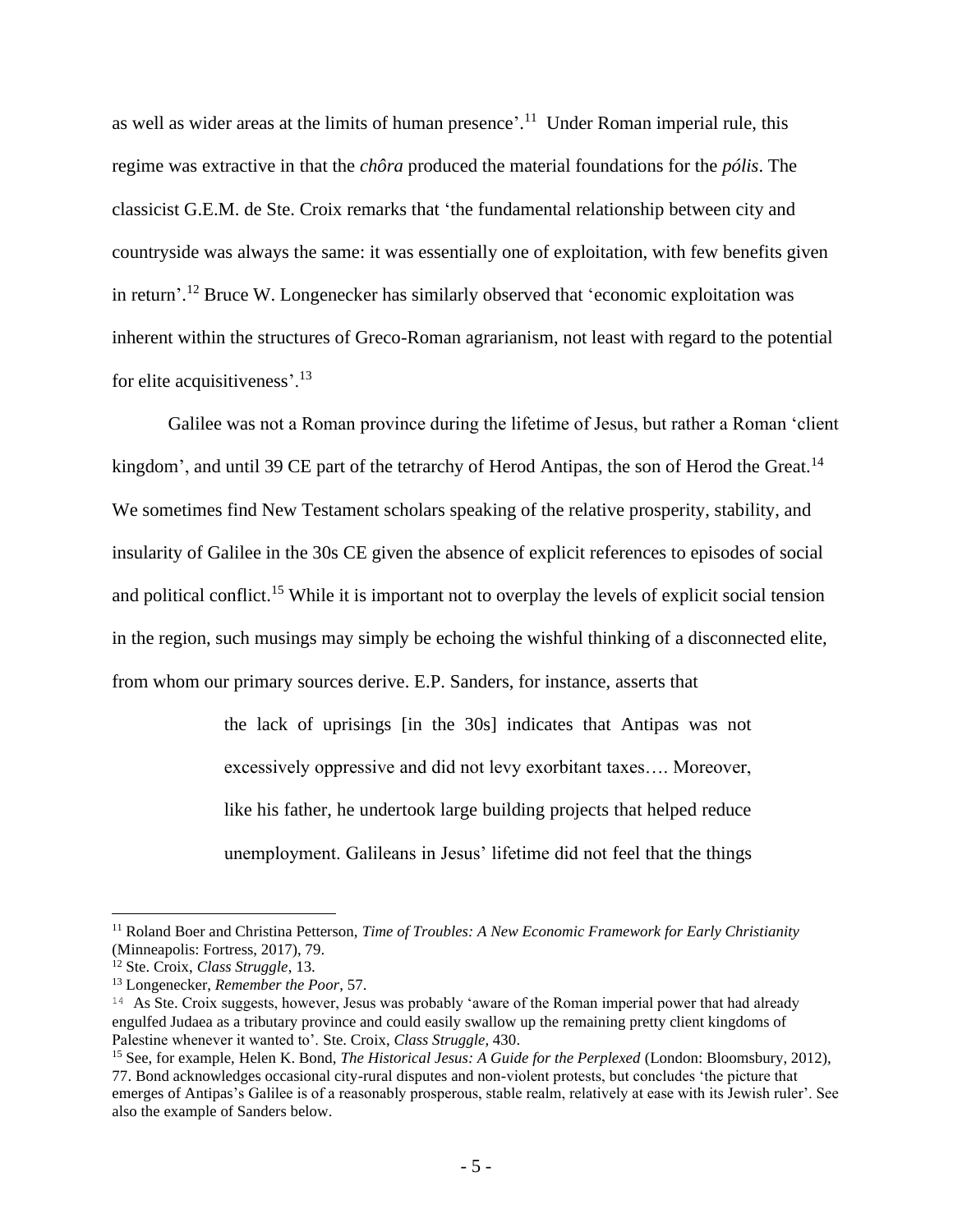as well as wider areas at the limits of human presence'.[11] Under Roman imperial rule, this regime was extractive in that the *chôra* produced the material foundations for the *pólis*. The classicist G.E.M. de Ste. Croix remarks that 'the fundamental relationship between city and countryside was always the same: it was essentially one of exploitation, with few benefits given in return'.[12] Bruce W. Longenecker has similarly observed that 'economic exploitation was inherent within the structures of Greco-Roman agrarianism, not least with regard to the potential for elite acquisitiveness'.[13]

Galilee was not a Roman province during the lifetime of Jesus, but rather a Roman 'client kingdom', and until 39 CE part of the tetrarchy of Herod Antipas, the son of Herod the Great.[14] We sometimes find New Testament scholars speaking of the relative prosperity, stability, and insularity of Galilee in the 30s CE given the absence of explicit references to episodes of social and political conflict.[15] While it is important not to overplay the levels of explicit social tension in the region, such musings may simply be echoing the wishful thinking of a disconnected elite, from whom our primary sources derive. E.P. Sanders, for instance, asserts that

> the lack of uprisings [in the 30s] indicates that Antipas was not excessively oppressive and did not levy exorbitant taxes…. Moreover, like his father, he undertook large building projects that helped reduce unemployment. Galileans in Jesus' lifetime did not feel that the things

---

[11] Roland Boer and Christina Petterson, *Time of Troubles: A New Economic Framework for Early Christianity* (Minneapolis: Fortress, 2017), 79.

[12] Ste. Croix, *Class Struggle*, 13.

[13] Longenecker, *Remember the Poor*, 57.

[14] As Ste. Croix suggests, however, Jesus was probably 'aware of the Roman imperial power that had already engulfed Judaea as a tributary province and could easily swallow up the remaining pretty client kingdoms of Palestine whenever it wanted to'. Ste. Croix, *Class Struggle*, 430.

[15] See, for example, Helen K. Bond, *The Historical Jesus: A Guide for the Perplexed* (London: Bloomsbury, 2012), 77. Bond acknowledges occasional city-rural disputes and non-violent protests, but concludes 'the picture that emerges of Antipas's Galilee is of a reasonably prosperous, stable realm, relatively at ease with its Jewish ruler'. See also the example of Sanders below.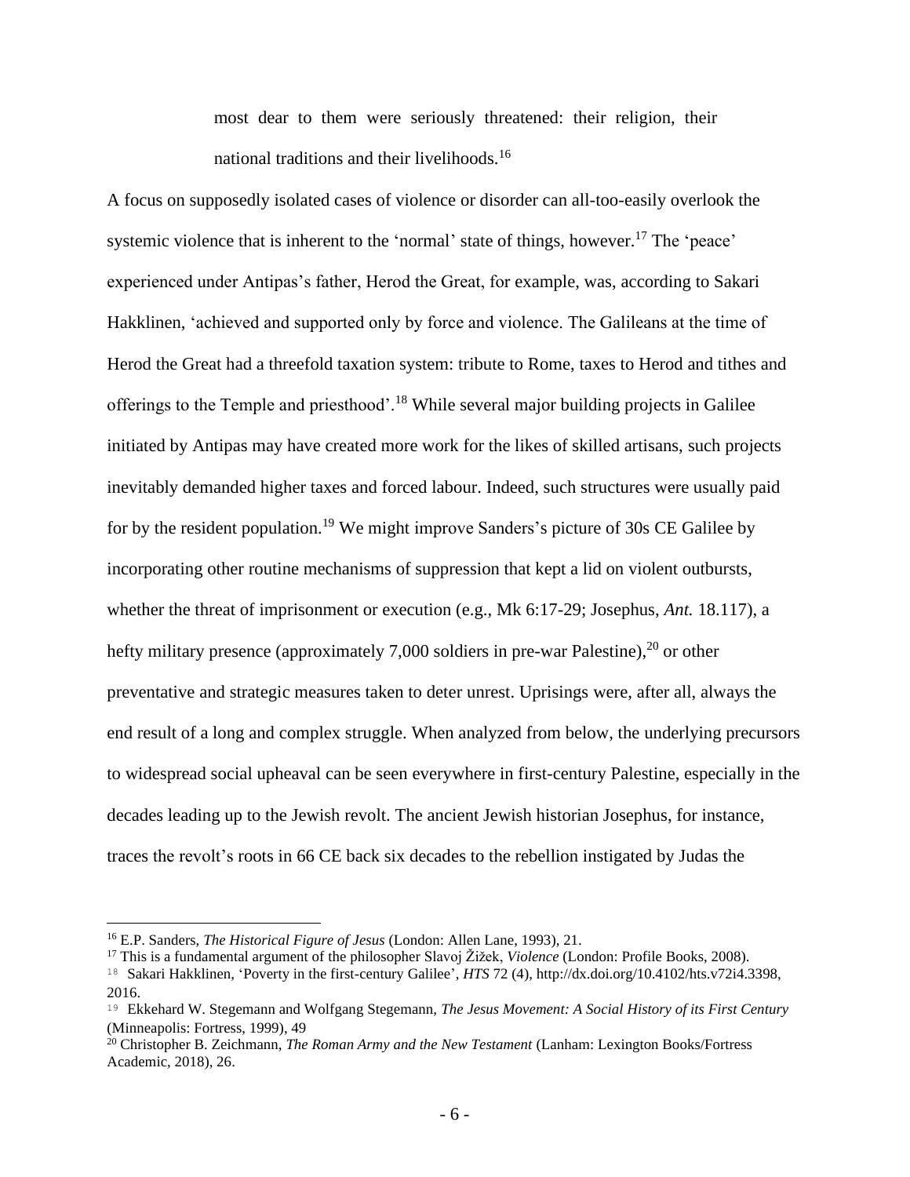> most dear to them were seriously threatened: their religion, their national traditions and their livelihoods.[16]

A focus on supposedly isolated cases of violence or disorder can all-too-easily overlook the systemic violence that is inherent to the 'normal' state of things, however.[17] The 'peace' experienced under Antipas's father, Herod the Great, for example, was, according to Sakari Hakklinen, 'achieved and supported only by force and violence. The Galileans at the time of Herod the Great had a threefold taxation system: tribute to Rome, taxes to Herod and tithes and offerings to the Temple and priesthood'.[18] While several major building projects in Galilee initiated by Antipas may have created more work for the likes of skilled artisans, such projects inevitably demanded higher taxes and forced labour. Indeed, such structures were usually paid for by the resident population.[19] We might improve Sanders's picture of 30s CE Galilee by incorporating other routine mechanisms of suppression that kept a lid on violent outbursts, whether the threat of imprisonment or execution (e.g., Mk 6:17-29; Josephus, *Ant.* 18.117), a hefty military presence (approximately 7,000 soldiers in pre-war Palestine),[20] or other preventative and strategic measures taken to deter unrest. Uprisings were, after all, always the end result of a long and complex struggle. When analyzed from below, the underlying precursors to widespread social upheaval can be seen everywhere in first-century Palestine, especially in the decades leading up to the Jewish revolt. The ancient Jewish historian Josephus, for instance, traces the revolt's roots in 66 CE back six decades to the rebellion instigated by Judas the

---

[16] E.P. Sanders, *The Historical Figure of Jesus* (London: Allen Lane, 1993), 21.

[17] This is a fundamental argument of the philosopher Slavoj Žižek, *Violence* (London: Profile Books, 2008).

[18] Sakari Hakklinen, 'Poverty in the first-century Galilee', *HTS* 72 (4), http://dx.doi.org/10.4102/hts.v72i4.3398, 2016.

[19] Ekkehard W. Stegemann and Wolfgang Stegemann, *The Jesus Movement: A Social History of its First Century* (Minneapolis: Fortress, 1999), 49

[20] Christopher B. Zeichmann, *The Roman Army and the New Testament* (Lanham: Lexington Books/Fortress Academic, 2018), 26.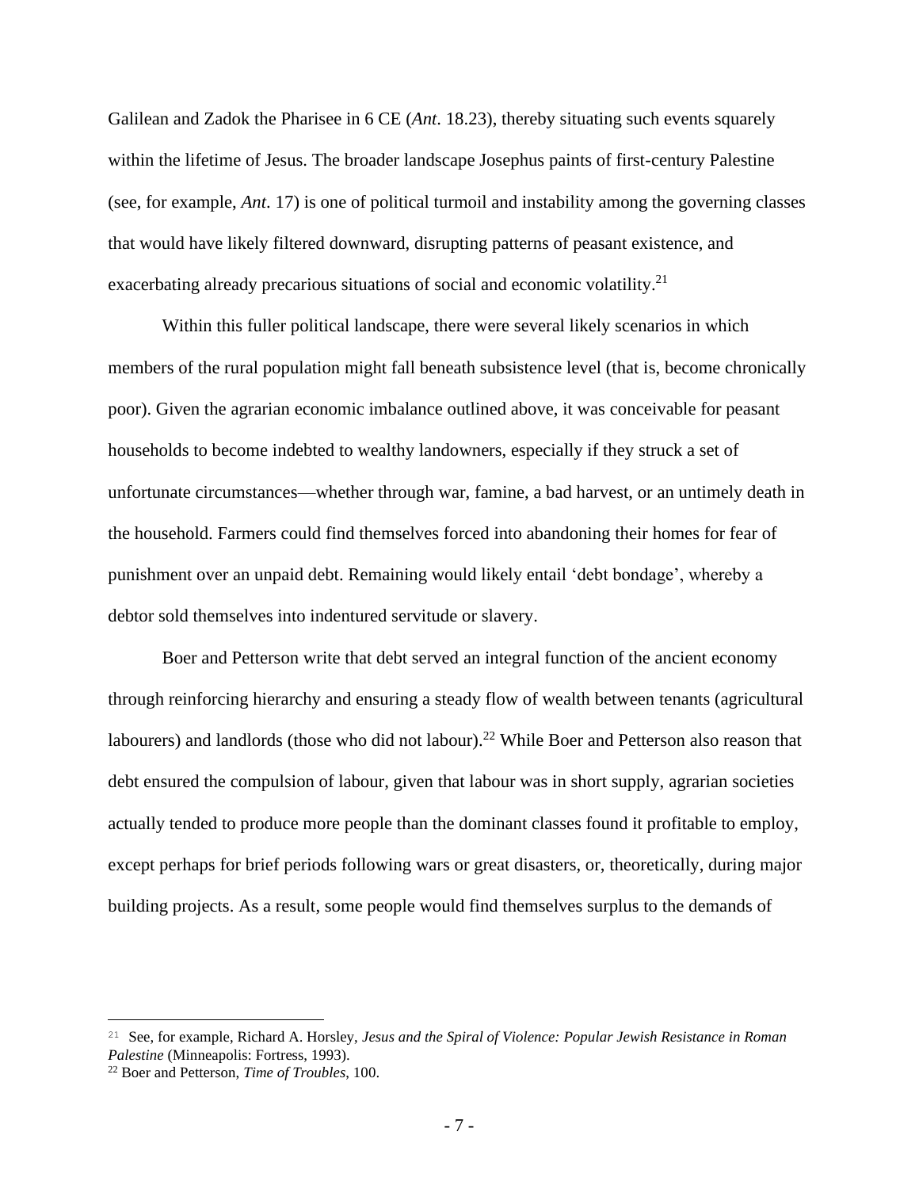Galilean and Zadok the Pharisee in 6 CE (*Ant*. 18.23), thereby situating such events squarely within the lifetime of Jesus. The broader landscape Josephus paints of first-century Palestine (see, for example, *Ant*. 17) is one of political turmoil and instability among the governing classes that would have likely filtered downward, disrupting patterns of peasant existence, and exacerbating already precarious situations of social and economic volatility.[21]

Within this fuller political landscape, there were several likely scenarios in which members of the rural population might fall beneath subsistence level (that is, become chronically poor). Given the agrarian economic imbalance outlined above, it was conceivable for peasant households to become indebted to wealthy landowners, especially if they struck a set of unfortunate circumstances—whether through war, famine, a bad harvest, or an untimely death in the household. Farmers could find themselves forced into abandoning their homes for fear of punishment over an unpaid debt. Remaining would likely entail 'debt bondage', whereby a debtor sold themselves into indentured servitude or slavery.

Boer and Petterson write that debt served an integral function of the ancient economy through reinforcing hierarchy and ensuring a steady flow of wealth between tenants (agricultural labourers) and landlords (those who did not labour).[22] While Boer and Petterson also reason that debt ensured the compulsion of labour, given that labour was in short supply, agrarian societies actually tended to produce more people than the dominant classes found it profitable to employ, except perhaps for brief periods following wars or great disasters, or, theoretically, during major building projects. As a result, some people would find themselves surplus to the demands of

---

[21] See, for example, Richard A. Horsley, *Jesus and the Spiral of Violence: Popular Jewish Resistance in Roman Palestine* (Minneapolis: Fortress, 1993).

[22] Boer and Petterson, *Time of Troubles*, 100.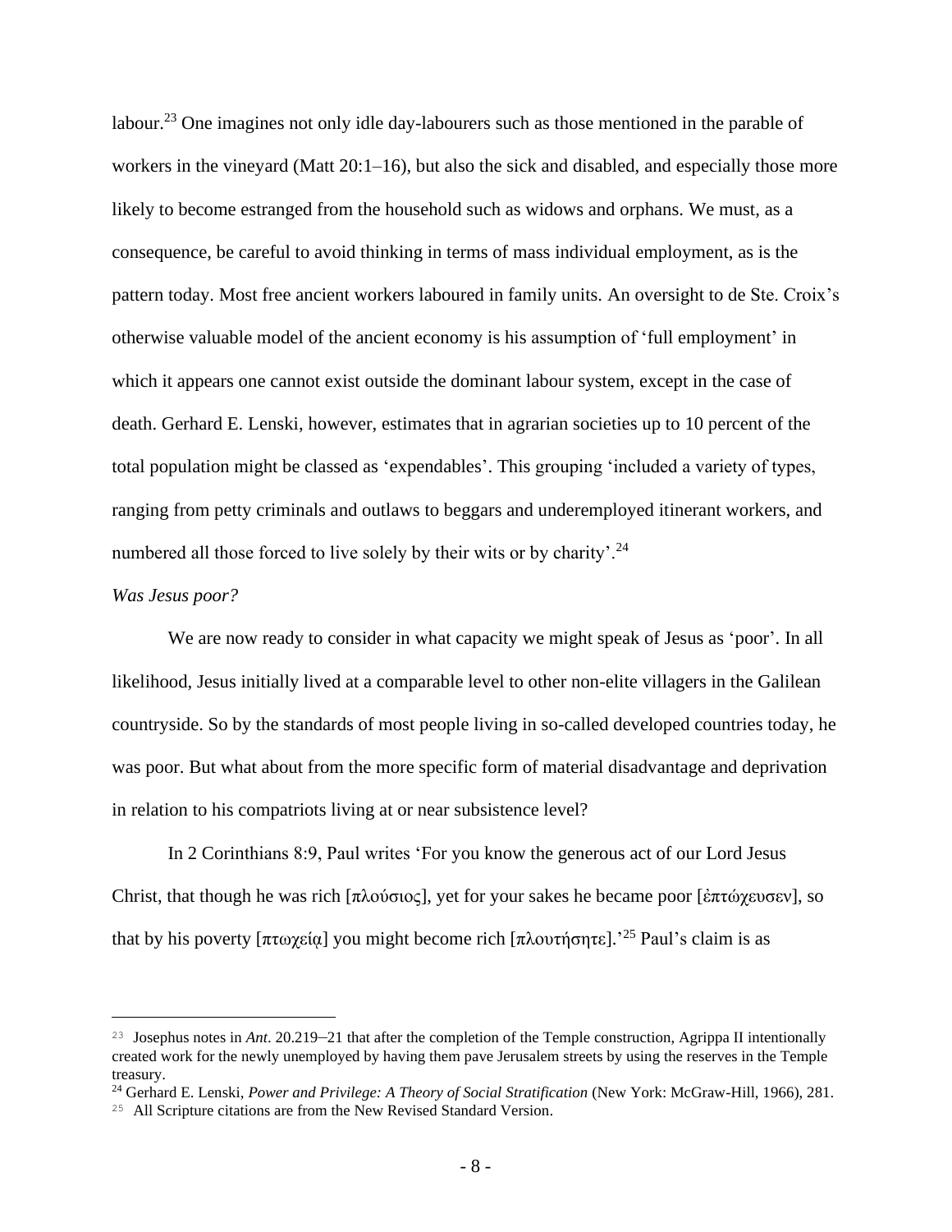labour.[23] One imagines not only idle day-labourers such as those mentioned in the parable of workers in the vineyard (Matt 20:1–16), but also the sick and disabled, and especially those more likely to become estranged from the household such as widows and orphans. We must, as a consequence, be careful to avoid thinking in terms of mass individual employment, as is the pattern today. Most free ancient workers laboured in family units. An oversight to de Ste. Croix's otherwise valuable model of the ancient economy is his assumption of 'full employment' in which it appears one cannot exist outside the dominant labour system, except in the case of death. Gerhard E. Lenski, however, estimates that in agrarian societies up to 10 percent of the total population might be classed as 'expendables'. This grouping 'included a variety of types, ranging from petty criminals and outlaws to beggars and underemployed itinerant workers, and numbered all those forced to live solely by their wits or by charity'.[24]

*Was Jesus poor?*

We are now ready to consider in what capacity we might speak of Jesus as 'poor'. In all likelihood, Jesus initially lived at a comparable level to other non-elite villagers in the Galilean countryside. So by the standards of most people living in so-called developed countries today, he was poor. But what about from the more specific form of material disadvantage and deprivation in relation to his compatriots living at or near subsistence level?

In 2 Corinthians 8:9, Paul writes 'For you know the generous act of our Lord Jesus Christ, that though he was rich [πλούσιος], yet for your sakes he became poor [ἐπτώχευσεν], so that by his poverty [πτωχείᾳ] you might become rich [πλουτήσητε].'[25] Paul's claim is as

---

[23] Josephus notes in *Ant*. 20.219–21 that after the completion of the Temple construction, Agrippa II intentionally created work for the newly unemployed by having them pave Jerusalem streets by using the reserves in the Temple treasury.

[24] Gerhard E. Lenski, *Power and Privilege: A Theory of Social Stratification* (New York: McGraw-Hill, 1966), 281.

[25] All Scripture citations are from the New Revised Standard Version.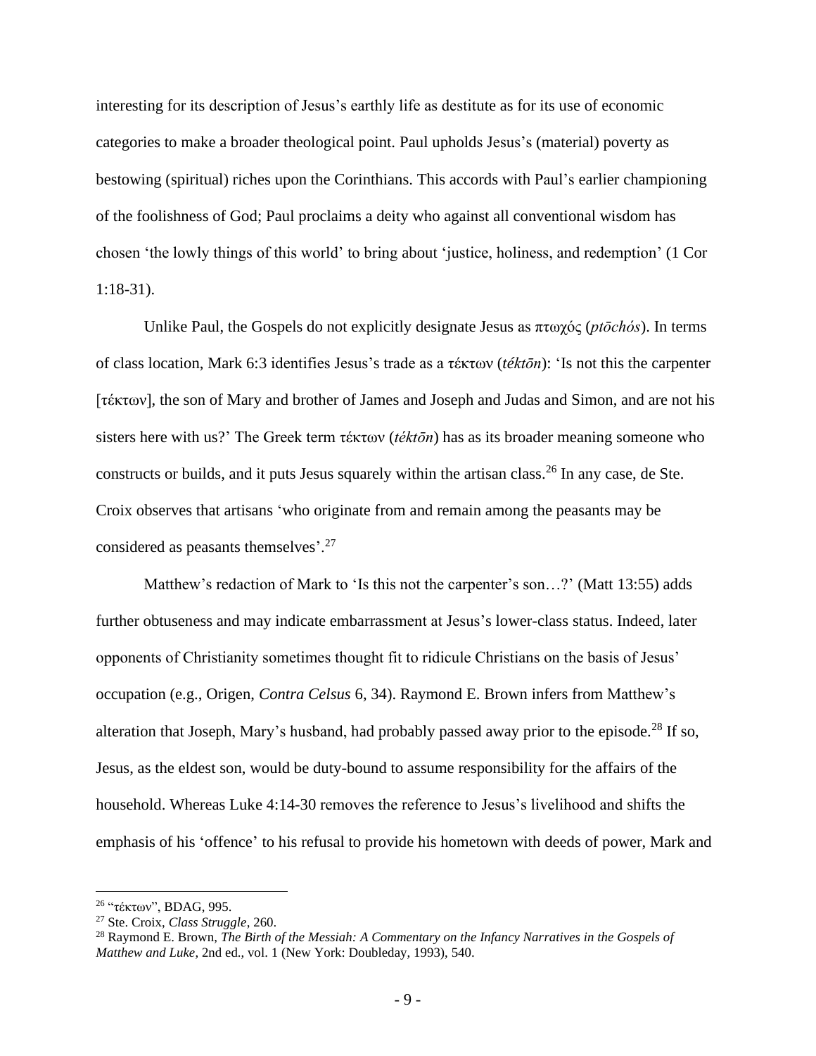interesting for its description of Jesus's earthly life as destitute as for its use of economic categories to make a broader theological point. Paul upholds Jesus's (material) poverty as bestowing (spiritual) riches upon the Corinthians. This accords with Paul's earlier championing of the foolishness of God; Paul proclaims a deity who against all conventional wisdom has chosen 'the lowly things of this world' to bring about 'justice, holiness, and redemption' (1 Cor 1:18-31).

Unlike Paul, the Gospels do not explicitly designate Jesus as πτωχός (*ptōchós*). In terms of class location, Mark 6:3 identifies Jesus's trade as a τέκτων (*téktōn*): 'Is not this the carpenter [τέκτων], the son of Mary and brother of James and Joseph and Judas and Simon, and are not his sisters here with us?' The Greek term τέκτων (*téktōn*) has as its broader meaning someone who constructs or builds, and it puts Jesus squarely within the artisan class.[26] In any case, de Ste. Croix observes that artisans 'who originate from and remain among the peasants may be considered as peasants themselves'.[27]

Matthew's redaction of Mark to 'Is this not the carpenter's son…?' (Matt 13:55) adds further obtuseness and may indicate embarrassment at Jesus's lower-class status. Indeed, later opponents of Christianity sometimes thought fit to ridicule Christians on the basis of Jesus' occupation (e.g., Origen, *Contra Celsus* 6, 34). Raymond E. Brown infers from Matthew's alteration that Joseph, Mary's husband, had probably passed away prior to the episode.[28] If so, Jesus, as the eldest son, would be duty-bound to assume responsibility for the affairs of the household. Whereas Luke 4:14-30 removes the reference to Jesus's livelihood and shifts the emphasis of his 'offence' to his refusal to provide his hometown with deeds of power, Mark and

---

[26] "τέκτων", BDAG, 995.

[27] Ste. Croix, *Class Struggle*, 260.

[28] Raymond E. Brown, *The Birth of the Messiah: A Commentary on the Infancy Narratives in the Gospels of Matthew and Luke*, 2nd ed., vol. 1 (New York: Doubleday, 1993), 540.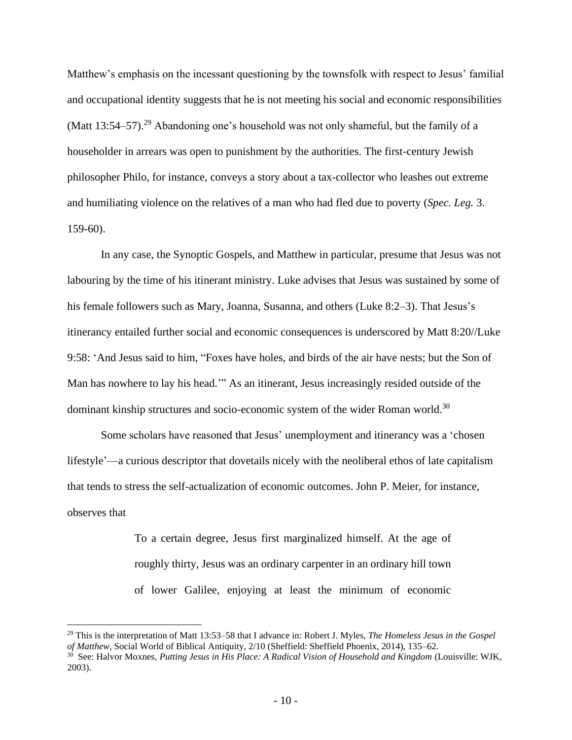Matthew's emphasis on the incessant questioning by the townsfolk with respect to Jesus' familial and occupational identity suggests that he is not meeting his social and economic responsibilities (Matt 13:54–57).[29] Abandoning one's household was not only shameful, but the family of a householder in arrears was open to punishment by the authorities. The first-century Jewish philosopher Philo, for instance, conveys a story about a tax-collector who leashes out extreme and humiliating violence on the relatives of a man who had fled due to poverty (*Spec. Leg.* 3. 159-60).

In any case, the Synoptic Gospels, and Matthew in particular, presume that Jesus was not labouring by the time of his itinerant ministry. Luke advises that Jesus was sustained by some of his female followers such as Mary, Joanna, Susanna, and others (Luke 8:2–3). That Jesus's itinerancy entailed further social and economic consequences is underscored by Matt 8:20//Luke 9:58: 'And Jesus said to him, "Foxes have holes, and birds of the air have nests; but the Son of Man has nowhere to lay his head."' As an itinerant, Jesus increasingly resided outside of the dominant kinship structures and socio-economic system of the wider Roman world.[30]

Some scholars have reasoned that Jesus' unemployment and itinerancy was a 'chosen lifestyle'—a curious descriptor that dovetails nicely with the neoliberal ethos of late capitalism that tends to stress the self-actualization of economic outcomes. John P. Meier, for instance, observes that

> To a certain degree, Jesus first marginalized himself. At the age of roughly thirty, Jesus was an ordinary carpenter in an ordinary hill town of lower Galilee, enjoying at least the minimum of economic

---

[29] This is the interpretation of Matt 13:53–58 that I advance in: Robert J. Myles, *The Homeless Jesus in the Gospel of Matthew*, Social World of Biblical Antiquity, 2/10 (Sheffield: Sheffield Phoenix, 2014), 135–62.

[30] See: Halvor Moxnes, *Putting Jesus in His Place: A Radical Vision of Household and Kingdom* (Louisville: WJK, 2003).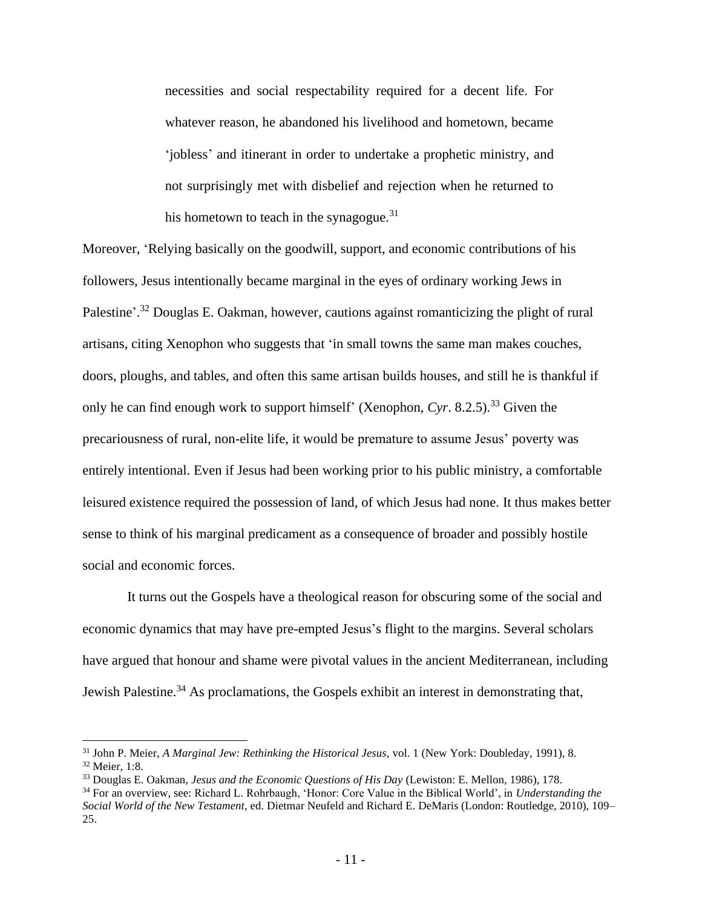> necessities and social respectability required for a decent life. For whatever reason, he abandoned his livelihood and hometown, became 'jobless' and itinerant in order to undertake a prophetic ministry, and not surprisingly met with disbelief and rejection when he returned to his hometown to teach in the synagogue.[31]

Moreover, 'Relying basically on the goodwill, support, and economic contributions of his followers, Jesus intentionally became marginal in the eyes of ordinary working Jews in Palestine'.[32] Douglas E. Oakman, however, cautions against romanticizing the plight of rural artisans, citing Xenophon who suggests that 'in small towns the same man makes couches, doors, ploughs, and tables, and often this same artisan builds houses, and still he is thankful if only he can find enough work to support himself' (Xenophon, *Cyr*. 8.2.5).[33] Given the precariousness of rural, non-elite life, it would be premature to assume Jesus' poverty was entirely intentional. Even if Jesus had been working prior to his public ministry, a comfortable leisured existence required the possession of land, of which Jesus had none. It thus makes better sense to think of his marginal predicament as a consequence of broader and possibly hostile social and economic forces.

It turns out the Gospels have a theological reason for obscuring some of the social and economic dynamics that may have pre-empted Jesus's flight to the margins. Several scholars have argued that honour and shame were pivotal values in the ancient Mediterranean, including Jewish Palestine.[34] As proclamations, the Gospels exhibit an interest in demonstrating that,

---

[31] John P. Meier, *A Marginal Jew: Rethinking the Historical Jesus*, vol. 1 (New York: Doubleday, 1991), 8.

[32] Meier, 1:8.

[33] Douglas E. Oakman, *Jesus and the Economic Questions of His Day* (Lewiston: E. Mellon, 1986), 178.

[34] For an overview, see: Richard L. Rohrbaugh, 'Honor: Core Value in the Biblical World', in *Understanding the Social World of the New Testament*, ed. Dietmar Neufeld and Richard E. DeMaris (London: Routledge, 2010), 109–25.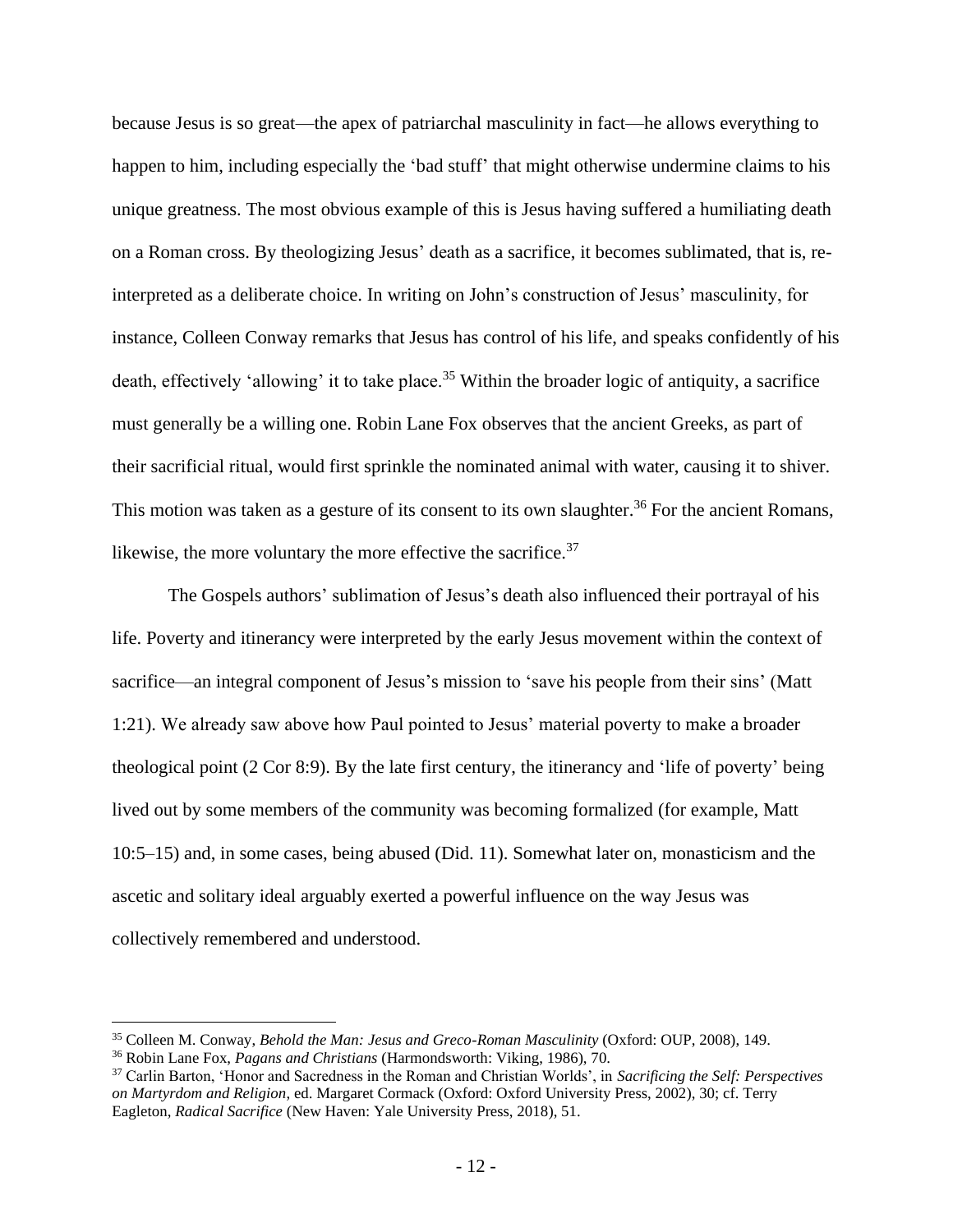because Jesus is so great—the apex of patriarchal masculinity in fact—he allows everything to happen to him, including especially the 'bad stuff' that might otherwise undermine claims to his unique greatness. The most obvious example of this is Jesus having suffered a humiliating death on a Roman cross. By theologizing Jesus' death as a sacrifice, it becomes sublimated, that is, re-interpreted as a deliberate choice. In writing on John's construction of Jesus' masculinity, for instance, Colleen Conway remarks that Jesus has control of his life, and speaks confidently of his death, effectively 'allowing' it to take place.[35] Within the broader logic of antiquity, a sacrifice must generally be a willing one. Robin Lane Fox observes that the ancient Greeks, as part of their sacrificial ritual, would first sprinkle the nominated animal with water, causing it to shiver. This motion was taken as a gesture of its consent to its own slaughter.[36] For the ancient Romans, likewise, the more voluntary the more effective the sacrifice.[37]

The Gospels authors' sublimation of Jesus's death also influenced their portrayal of his life. Poverty and itinerancy were interpreted by the early Jesus movement within the context of sacrifice—an integral component of Jesus's mission to 'save his people from their sins' (Matt 1:21). We already saw above how Paul pointed to Jesus' material poverty to make a broader theological point (2 Cor 8:9). By the late first century, the itinerancy and 'life of poverty' being lived out by some members of the community was becoming formalized (for example, Matt 10:5–15) and, in some cases, being abused (Did. 11). Somewhat later on, monasticism and the ascetic and solitary ideal arguably exerted a powerful influence on the way Jesus was collectively remembered and understood.

---

[35] Colleen M. Conway, *Behold the Man: Jesus and Greco-Roman Masculinity* (Oxford: OUP, 2008), 149.

[36] Robin Lane Fox, *Pagans and Christians* (Harmondsworth: Viking, 1986), 70.

[37] Carlin Barton, 'Honor and Sacredness in the Roman and Christian Worlds', in *Sacrificing the Self: Perspectives on Martyrdom and Religion*, ed. Margaret Cormack (Oxford: Oxford University Press, 2002), 30; cf. Terry Eagleton, *Radical Sacrifice* (New Haven: Yale University Press, 2018), 51.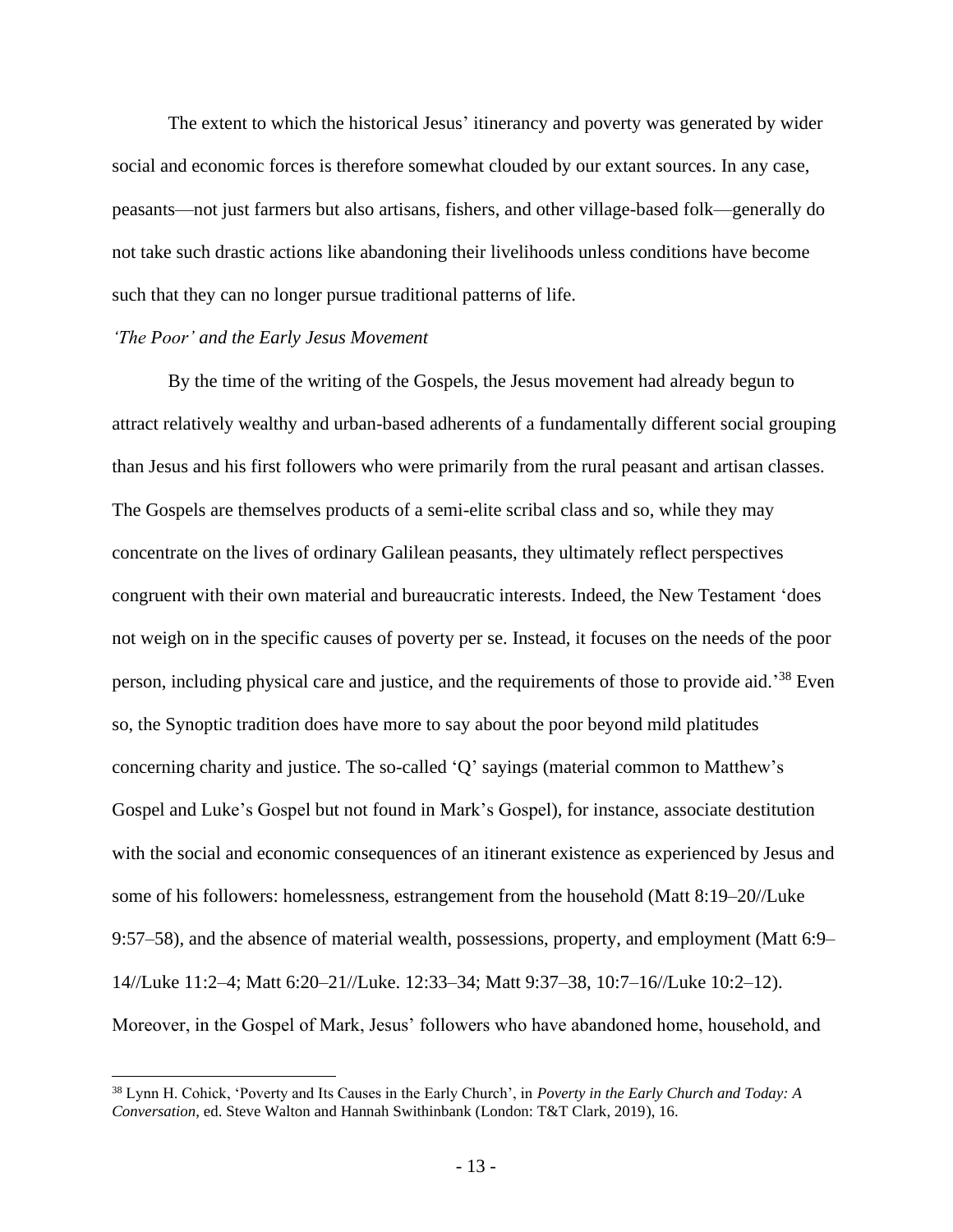The extent to which the historical Jesus' itinerancy and poverty was generated by wider social and economic forces is therefore somewhat clouded by our extant sources. In any case, peasants—not just farmers but also artisans, fishers, and other village-based folk—generally do not take such drastic actions like abandoning their livelihoods unless conditions have become such that they can no longer pursue traditional patterns of life.

*'The Poor' and the Early Jesus Movement*

By the time of the writing of the Gospels, the Jesus movement had already begun to attract relatively wealthy and urban-based adherents of a fundamentally different social grouping than Jesus and his first followers who were primarily from the rural peasant and artisan classes. The Gospels are themselves products of a semi-elite scribal class and so, while they may concentrate on the lives of ordinary Galilean peasants, they ultimately reflect perspectives congruent with their own material and bureaucratic interests. Indeed, the New Testament 'does not weigh on in the specific causes of poverty per se. Instead, it focuses on the needs of the poor person, including physical care and justice, and the requirements of those to provide aid.'[38] Even so, the Synoptic tradition does have more to say about the poor beyond mild platitudes concerning charity and justice. The so-called 'Q' sayings (material common to Matthew's Gospel and Luke's Gospel but not found in Mark's Gospel), for instance, associate destitution with the social and economic consequences of an itinerant existence as experienced by Jesus and some of his followers: homelessness, estrangement from the household (Matt 8:19–20//Luke 9:57–58), and the absence of material wealth, possessions, property, and employment (Matt 6:9–14//Luke 11:2–4; Matt 6:20–21//Luke. 12:33–34; Matt 9:37–38, 10:7–16//Luke 10:2–12). Moreover, in the Gospel of Mark, Jesus' followers who have abandoned home, household, and

[38] Lynn H. Cohick, 'Poverty and Its Causes in the Early Church', in *Poverty in the Early Church and Today: A Conversation*, ed. Steve Walton and Hannah Swithinbank (London: T&T Clark, 2019), 16.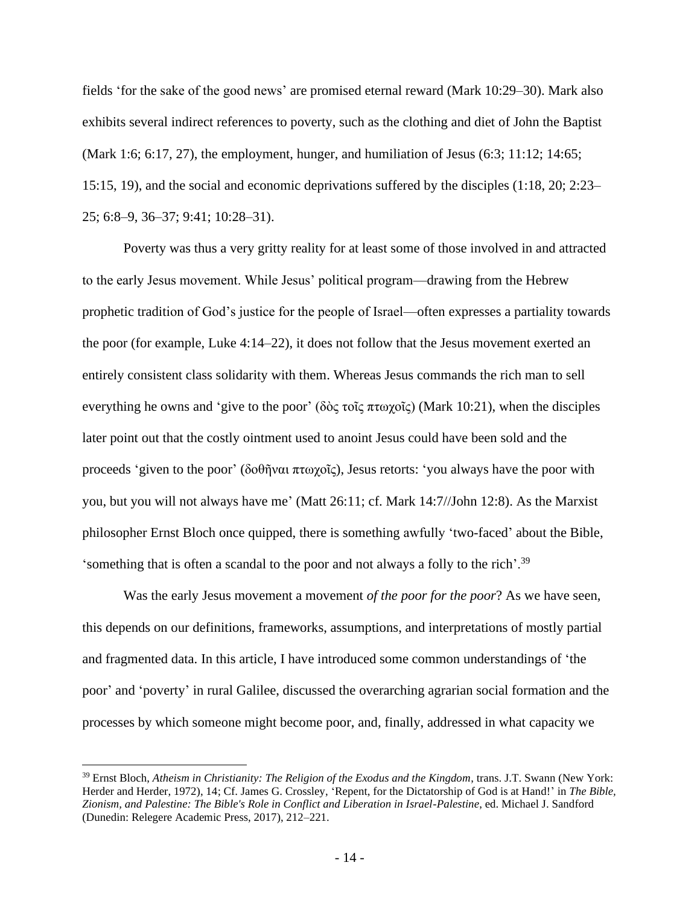fields 'for the sake of the good news' are promised eternal reward (Mark 10:29–30). Mark also exhibits several indirect references to poverty, such as the clothing and diet of John the Baptist (Mark 1:6; 6:17, 27), the employment, hunger, and humiliation of Jesus (6:3; 11:12; 14:65; 15:15, 19), and the social and economic deprivations suffered by the disciples (1:18, 20; 2:23–25; 6:8–9, 36–37; 9:41; 10:28–31).

Poverty was thus a very gritty reality for at least some of those involved in and attracted to the early Jesus movement. While Jesus' political program—drawing from the Hebrew prophetic tradition of God's justice for the people of Israel—often expresses a partiality towards the poor (for example, Luke 4:14–22), it does not follow that the Jesus movement exerted an entirely consistent class solidarity with them. Whereas Jesus commands the rich man to sell everything he owns and 'give to the poor' (δὸς τοῖς πτωχοῖς) (Mark 10:21), when the disciples later point out that the costly ointment used to anoint Jesus could have been sold and the proceeds 'given to the poor' (δοθῆναι πτωχοῖς), Jesus retorts: 'you always have the poor with you, but you will not always have me' (Matt 26:11; cf. Mark 14:7//John 12:8). As the Marxist philosopher Ernst Bloch once quipped, there is something awfully 'two-faced' about the Bible, 'something that is often a scandal to the poor and not always a folly to the rich'.[39]

Was the early Jesus movement a movement *of the poor for the poor*? As we have seen, this depends on our definitions, frameworks, assumptions, and interpretations of mostly partial and fragmented data. In this article, I have introduced some common understandings of 'the poor' and 'poverty' in rural Galilee, discussed the overarching agrarian social formation and the processes by which someone might become poor, and, finally, addressed in what capacity we

---

[39] Ernst Bloch, *Atheism in Christianity: The Religion of the Exodus and the Kingdom*, trans. J.T. Swann (New York: Herder and Herder, 1972), 14; Cf. James G. Crossley, 'Repent, for the Dictatorship of God is at Hand!' in *The Bible, Zionism, and Palestine: The Bible's Role in Conflict and Liberation in Israel-Palestine*, ed. Michael J. Sandford (Dunedin: Relegere Academic Press, 2017), 212–221.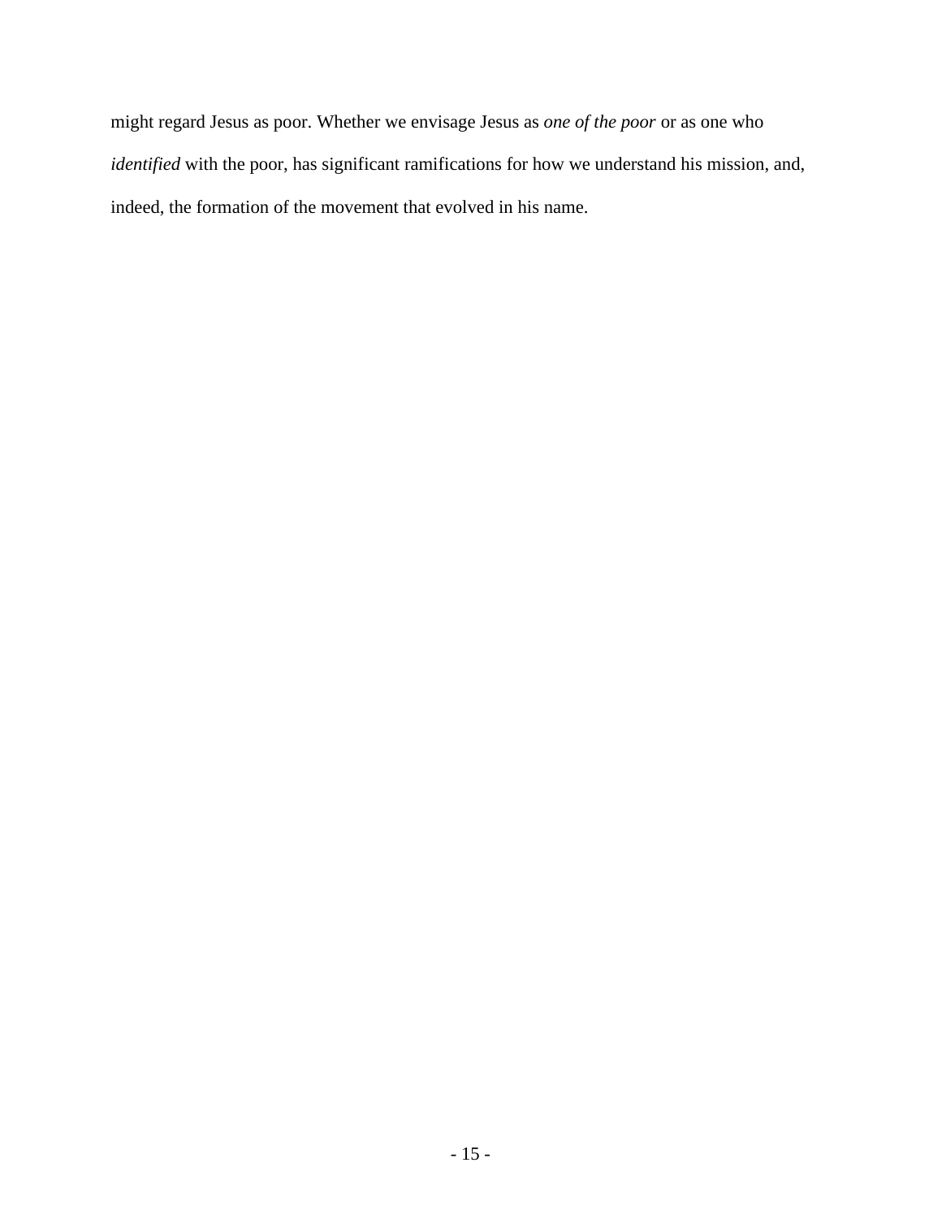might regard Jesus as poor. Whether we envisage Jesus as *one of the poor* or as one who *identified* with the poor, has significant ramifications for how we understand his mission, and, indeed, the formation of the movement that evolved in his name.